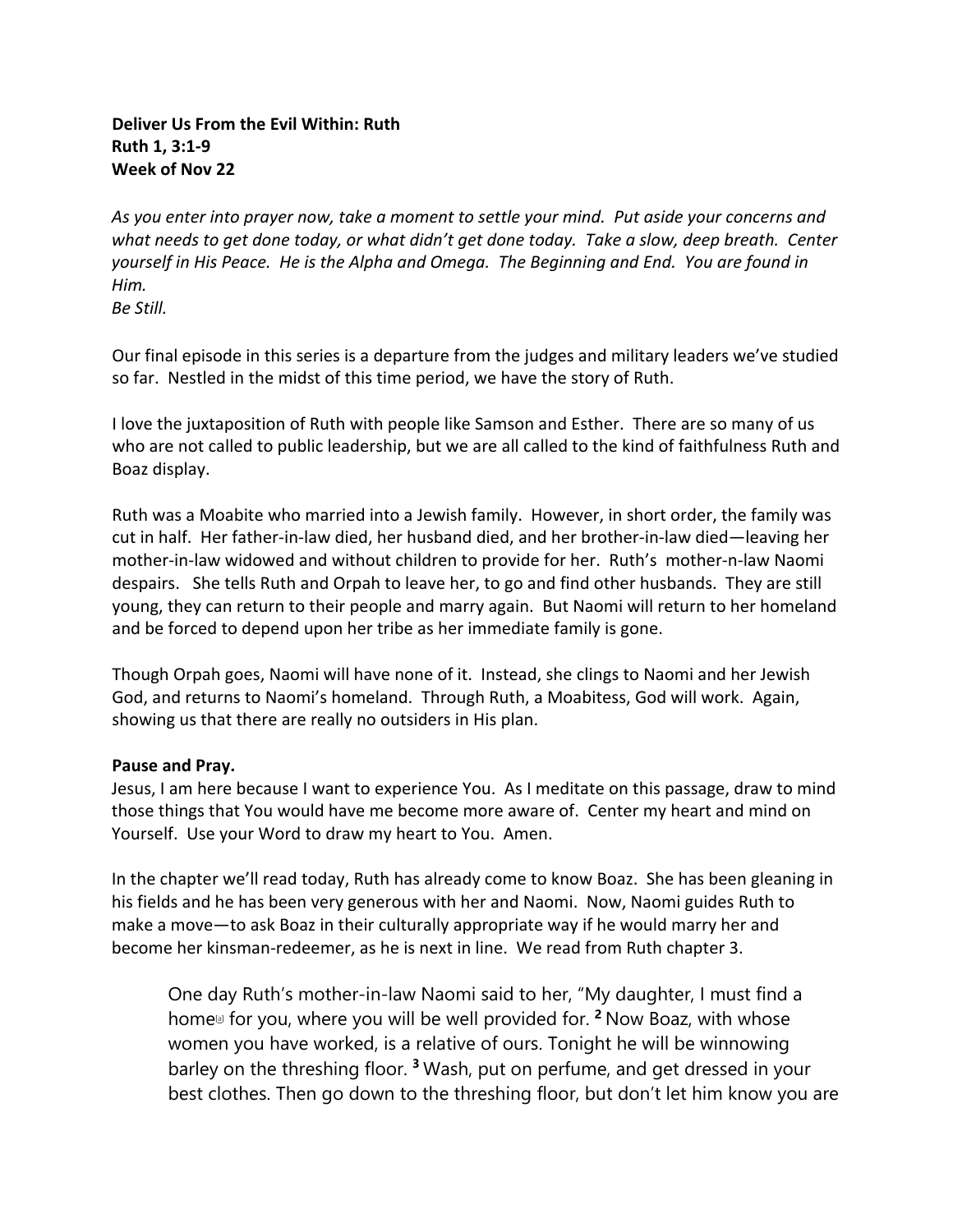**Deliver Us From the Evil Within: Ruth**
**Ruth 1, 3:1-9**
**Week of Nov 22**

*As you enter into prayer now, take a moment to settle your mind. Put aside your concerns and what needs to get done today, or what didn't get done today. Take a slow, deep breath. Center yourself in His Peace. He is the Alpha and Omega. The Beginning and End. You are found in Him.*
*Be Still.*

Our final episode in this series is a departure from the judges and military leaders we've studied so far. Nestled in the midst of this time period, we have the story of Ruth.

I love the juxtaposition of Ruth with people like Samson and Esther. There are so many of us who are not called to public leadership, but we are all called to the kind of faithfulness Ruth and Boaz display.

Ruth was a Moabite who married into a Jewish family. However, in short order, the family was cut in half. Her father-in-law died, her husband died, and her brother-in-law died—leaving her mother-in-law widowed and without children to provide for her. Ruth's mother-n-law Naomi despairs. She tells Ruth and Orpah to leave her, to go and find other husbands. They are still young, they can return to their people and marry again. But Naomi will return to her homeland and be forced to depend upon her tribe as her immediate family is gone.

Though Orpah goes, Naomi will have none of it. Instead, she clings to Naomi and her Jewish God, and returns to Naomi's homeland. Through Ruth, a Moabitess, God will work. Again, showing us that there are really no outsiders in His plan.

**Pause and Pray.**
Jesus, I am here because I want to experience You. As I meditate on this passage, draw to mind those things that You would have me become more aware of. Center my heart and mind on Yourself. Use your Word to draw my heart to You. Amen.

In the chapter we'll read today, Ruth has already come to know Boaz. She has been gleaning in his fields and he has been very generous with her and Naomi. Now, Naomi guides Ruth to make a move—to ask Boaz in their culturally appropriate way if he would marry her and become her kinsman-redeemer, as he is next in line. We read from Ruth chapter 3.

> One day Ruth's mother-in-law Naomi said to her, "My daughter, I must find a home[a] for you, where you will be well provided for. [2] Now Boaz, with whose women you have worked, is a relative of ours. Tonight he will be winnowing barley on the threshing floor. [3] Wash, put on perfume, and get dressed in your best clothes. Then go down to the threshing floor, but don't let him know you are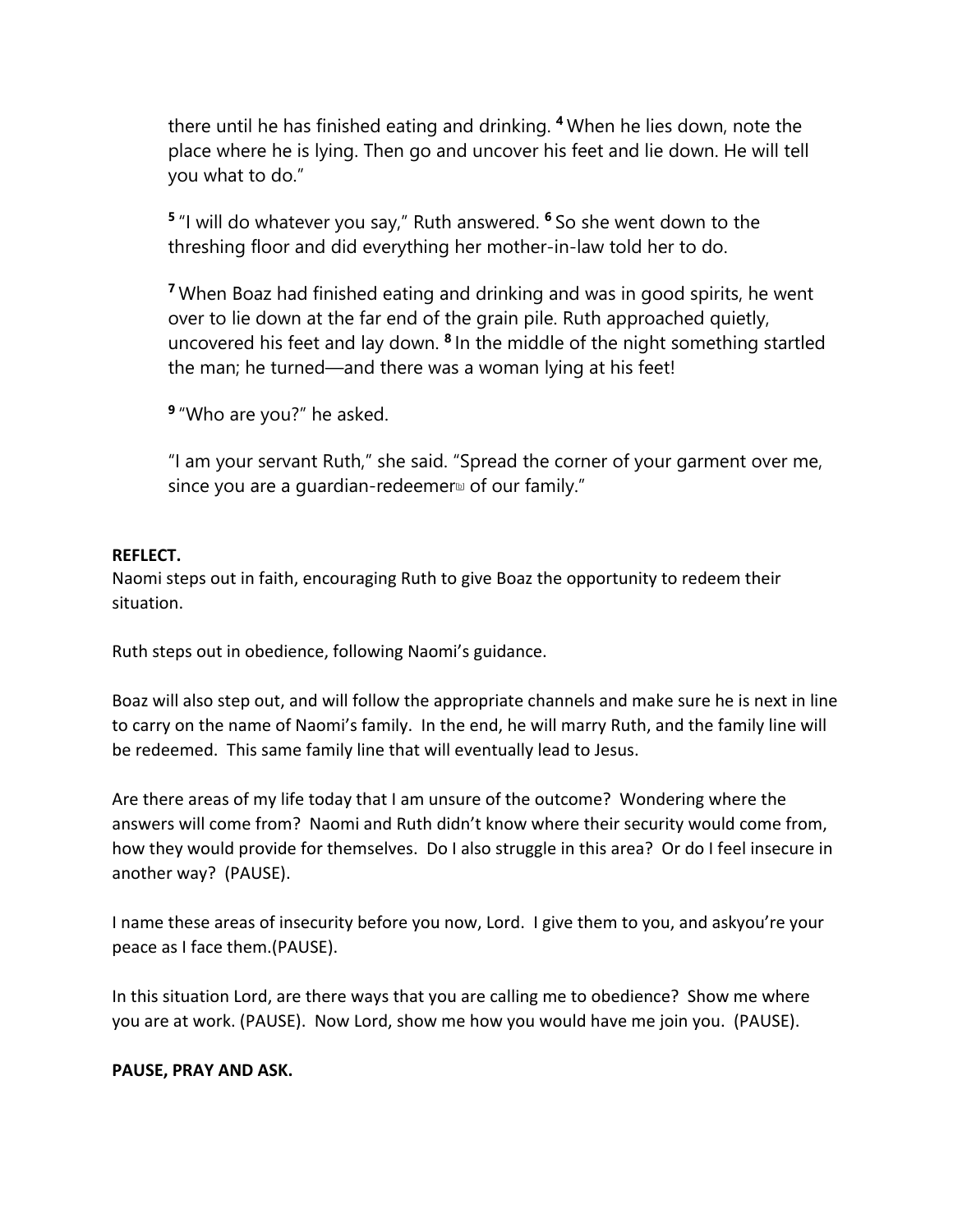there until he has finished eating and drinking. [4] When he lies down, note the place where he is lying. Then go and uncover his feet and lie down. He will tell you what to do."

[5] "I will do whatever you say," Ruth answered. [6] So she went down to the threshing floor and did everything her mother-in-law told her to do.

[7] When Boaz had finished eating and drinking and was in good spirits, he went over to lie down at the far end of the grain pile. Ruth approached quietly, uncovered his feet and lay down. [8] In the middle of the night something startled the man; he turned—and there was a woman lying at his feet!

[9] "Who are you?" he asked.

"I am your servant Ruth," she said. "Spread the corner of your garment over me, since you are a guardian-redeemer[b] of our family."

**REFLECT.**

Naomi steps out in faith, encouraging Ruth to give Boaz the opportunity to redeem their situation.

Ruth steps out in obedience, following Naomi's guidance.

Boaz will also step out, and will follow the appropriate channels and make sure he is next in line to carry on the name of Naomi's family. In the end, he will marry Ruth, and the family line will be redeemed. This same family line that will eventually lead to Jesus.

Are there areas of my life today that I am unsure of the outcome? Wondering where the answers will come from? Naomi and Ruth didn't know where their security would come from, how they would provide for themselves. Do I also struggle in this area? Or do I feel insecure in another way? (PAUSE).

I name these areas of insecurity before you now, Lord. I give them to you, and askyou're your peace as I face them.(PAUSE).

In this situation Lord, are there ways that you are calling me to obedience? Show me where you are at work. (PAUSE). Now Lord, show me how you would have me join you. (PAUSE).

**PAUSE, PRAY AND ASK.**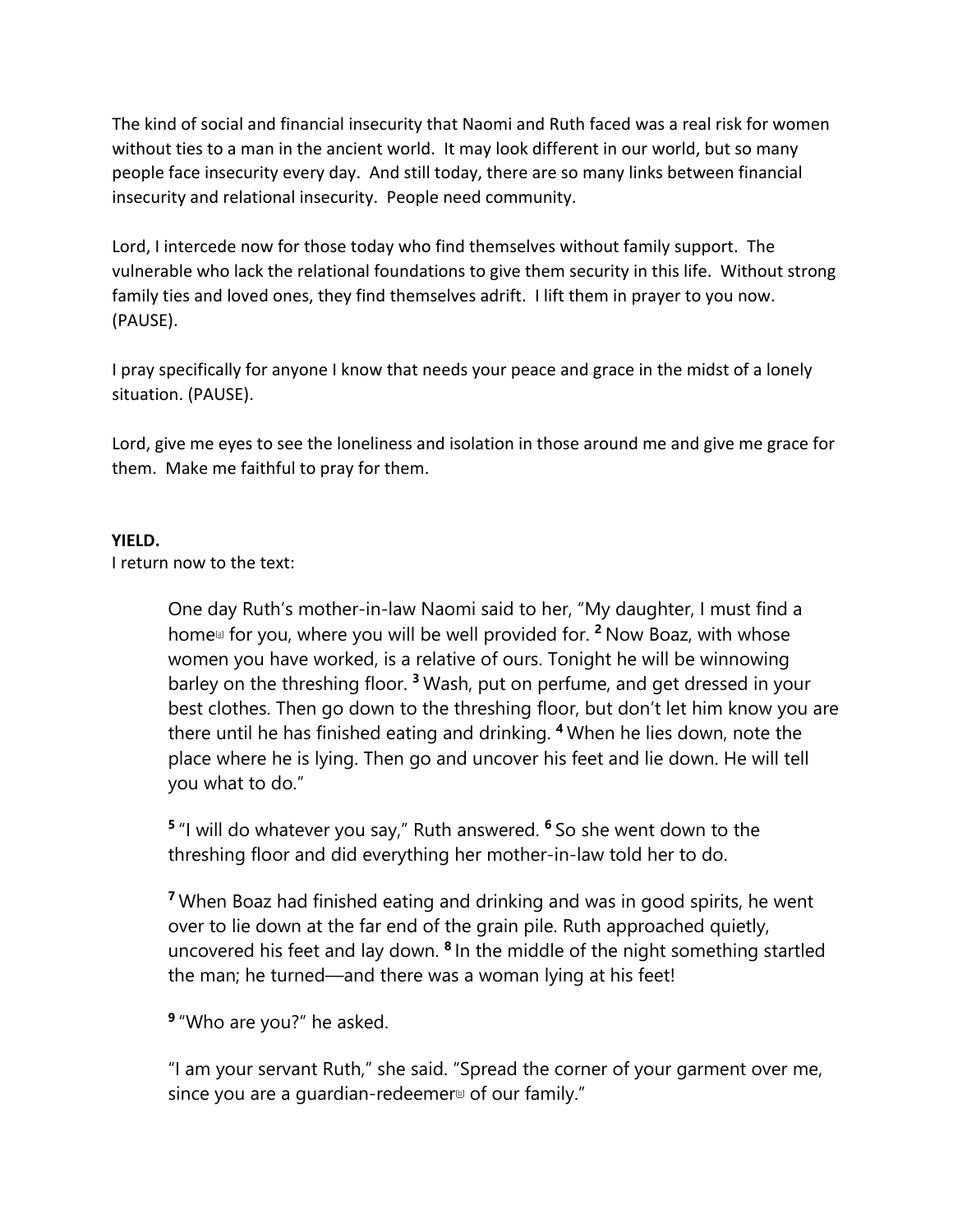The kind of social and financial insecurity that Naomi and Ruth faced was a real risk for women without ties to a man in the ancient world. It may look different in our world, but so many people face insecurity every day. And still today, there are so many links between financial insecurity and relational insecurity. People need community.

Lord, I intercede now for those today who find themselves without family support. The vulnerable who lack the relational foundations to give them security in this life. Without strong family ties and loved ones, they find themselves adrift. I lift them in prayer to you now. (PAUSE).

I pray specifically for anyone I know that needs your peace and grace in the midst of a lonely situation. (PAUSE).

Lord, give me eyes to see the loneliness and isolation in those around me and give me grace for them. Make me faithful to pray for them.

**YIELD.**

I return now to the text:

> One day Ruth's mother-in-law Naomi said to her, "My daughter, I must find a home[a] for you, where you will be well provided for. [2] Now Boaz, with whose women you have worked, is a relative of ours. Tonight he will be winnowing barley on the threshing floor. [3] Wash, put on perfume, and get dressed in your best clothes. Then go down to the threshing floor, but don't let him know you are there until he has finished eating and drinking. [4] When he lies down, note the place where he is lying. Then go and uncover his feet and lie down. He will tell you what to do."
>
> [5] "I will do whatever you say," Ruth answered. [6] So she went down to the threshing floor and did everything her mother-in-law told her to do.
>
> [7] When Boaz had finished eating and drinking and was in good spirits, he went over to lie down at the far end of the grain pile. Ruth approached quietly, uncovered his feet and lay down. [8] In the middle of the night something startled the man; he turned—and there was a woman lying at his feet!
>
> [9] "Who are you?" he asked.
>
> "I am your servant Ruth," she said. "Spread the corner of your garment over me, since you are a guardian-redeemer[b] of our family."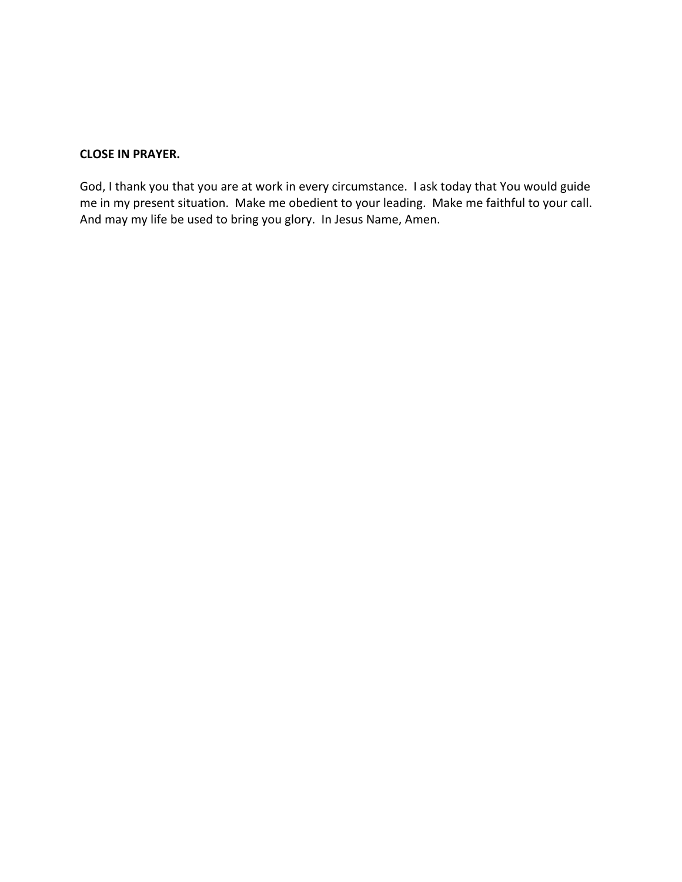**CLOSE IN PRAYER.**

God, I thank you that you are at work in every circumstance. I ask today that You would guide me in my present situation. Make me obedient to your leading. Make me faithful to your call. And may my life be used to bring you glory. In Jesus Name, Amen.